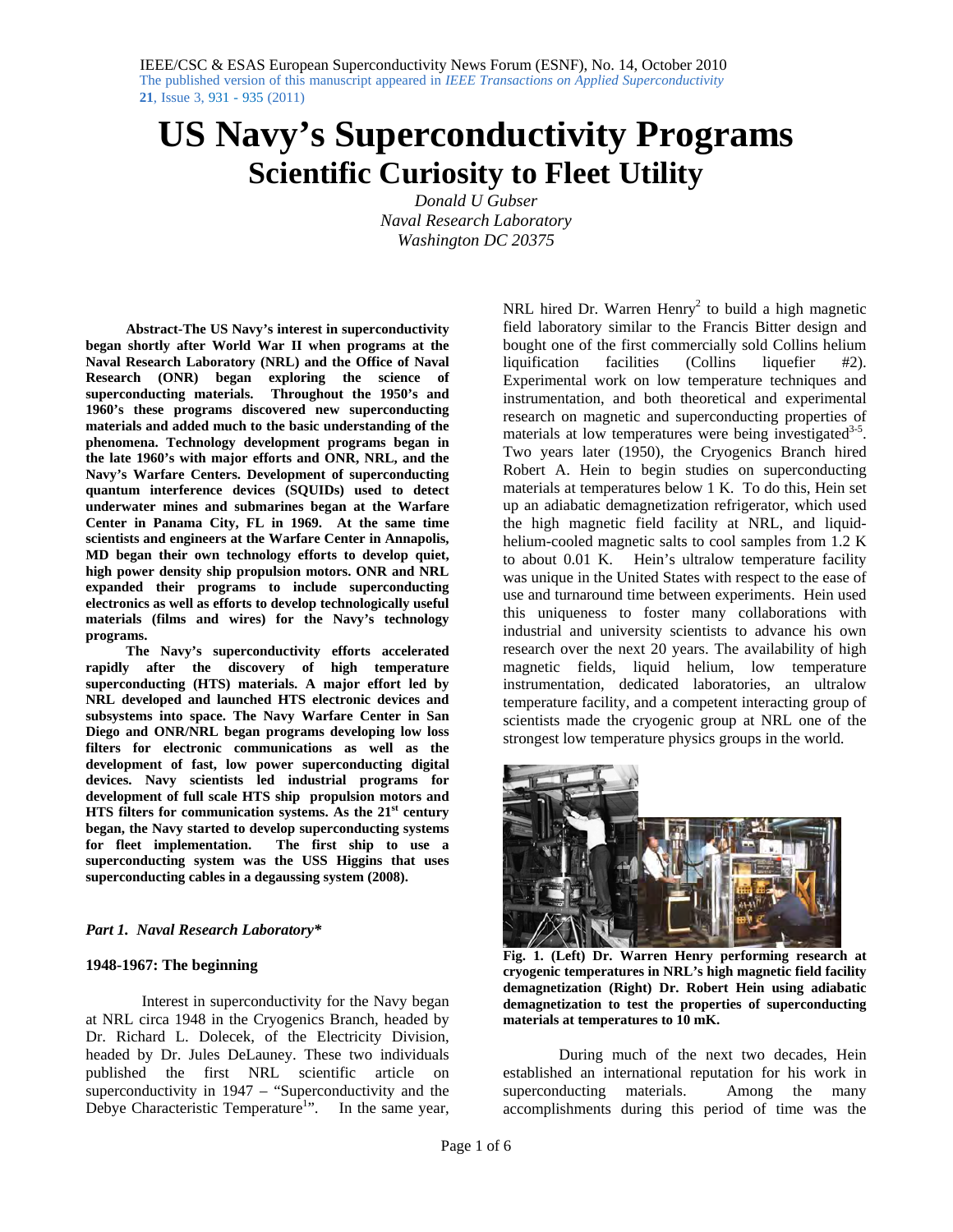# US Navy's Superconductivity Programs

## Scientific Curiosity to Fleet Utility

*Donald U Gubser*
*Naval Research Laboratory*
*Washington DC 20375*

**Abstract-The US Navy's interest in superconductivity began shortly after World War II when programs at the Naval Research Laboratory (NRL) and the Office of Naval Research (ONR) began exploring the science of superconducting materials. Throughout the 1950's and 1960's these programs discovered new superconducting materials and added much to the basic understanding of the phenomena. Technology development programs began in the late 1960's with major efforts and ONR, NRL, and the Navy's Warfare Centers. Development of superconducting quantum interference devices (SQUIDs) used to detect underwater mines and submarines began at the Warfare Center in Panama City, FL in 1969. At the same time scientists and engineers at the Warfare Center in Annapolis, MD began their own technology efforts to develop quiet, high power density ship propulsion motors. ONR and NRL expanded their programs to include superconducting electronics as well as efforts to develop technologically useful materials (films and wires) for the Navy's technology programs.**

**The Navy's superconductivity efforts accelerated rapidly after the discovery of high temperature superconducting (HTS) materials. A major effort led by NRL developed and launched HTS electronic devices and subsystems into space. The Navy Warfare Center in San Diego and ONR/NRL began programs developing low loss filters for electronic communications as well as the development of fast, low power superconducting digital devices. Navy scientists led industrial programs for development of full scale HTS ship propulsion motors and HTS filters for communication systems. As the 21st century began, the Navy started to develop superconducting systems for fleet implementation. The first ship to use a superconducting system was the USS Higgins that uses superconducting cables in a degaussing system (2008).**

### *Part 1. Naval Research Laboratory\**

### 1948-1967: The beginning

Interest in superconductivity for the Navy began at NRL circa 1948 in the Cryogenics Branch, headed by Dr. Richard L. Dolecek, of the Electricity Division, headed by Dr. Jules DeLauney. These two individuals published the first NRL scientific article on superconductivity in 1947 – "Superconductivity and the Debye Characteristic Temperature[1]". In the same year, NRL hired Dr. Warren Henry[2] to build a high magnetic field laboratory similar to the Francis Bitter design and bought one of the first commercially sold Collins helium liquification facilities (Collins liquefier #2). Experimental work on low temperature techniques and instrumentation, and both theoretical and experimental research on magnetic and superconducting properties of materials at low temperatures were being investigated[3-5]. Two years later (1950), the Cryogenics Branch hired Robert A. Hein to begin studies on superconducting materials at temperatures below 1 K. To do this, Hein set up an adiabatic demagnetization refrigerator, which used the high magnetic field facility at NRL, and liquid-helium-cooled magnetic salts to cool samples from 1.2 K to about 0.01 K. Hein's ultralow temperature facility was unique in the United States with respect to the ease of use and turnaround time between experiments. Hein used this uniqueness to foster many collaborations with industrial and university scientists to advance his own research over the next 20 years. The availability of high magnetic fields, liquid helium, low temperature instrumentation, dedicated laboratories, an ultralow temperature facility, and a competent interacting group of scientists made the cryogenic group at NRL one of the strongest low temperature physics groups in the world.

**Fig. 1. (Left) Dr. Warren Henry performing research at cryogenic temperatures in NRL's high magnetic field facility demagnetization (Right) Dr. Robert Hein using adiabatic demagnetization to test the properties of superconducting materials at temperatures to 10 mK.**

During much of the next two decades, Hein established an international reputation for his work in superconducting materials. Among the many accomplishments during this period of time was the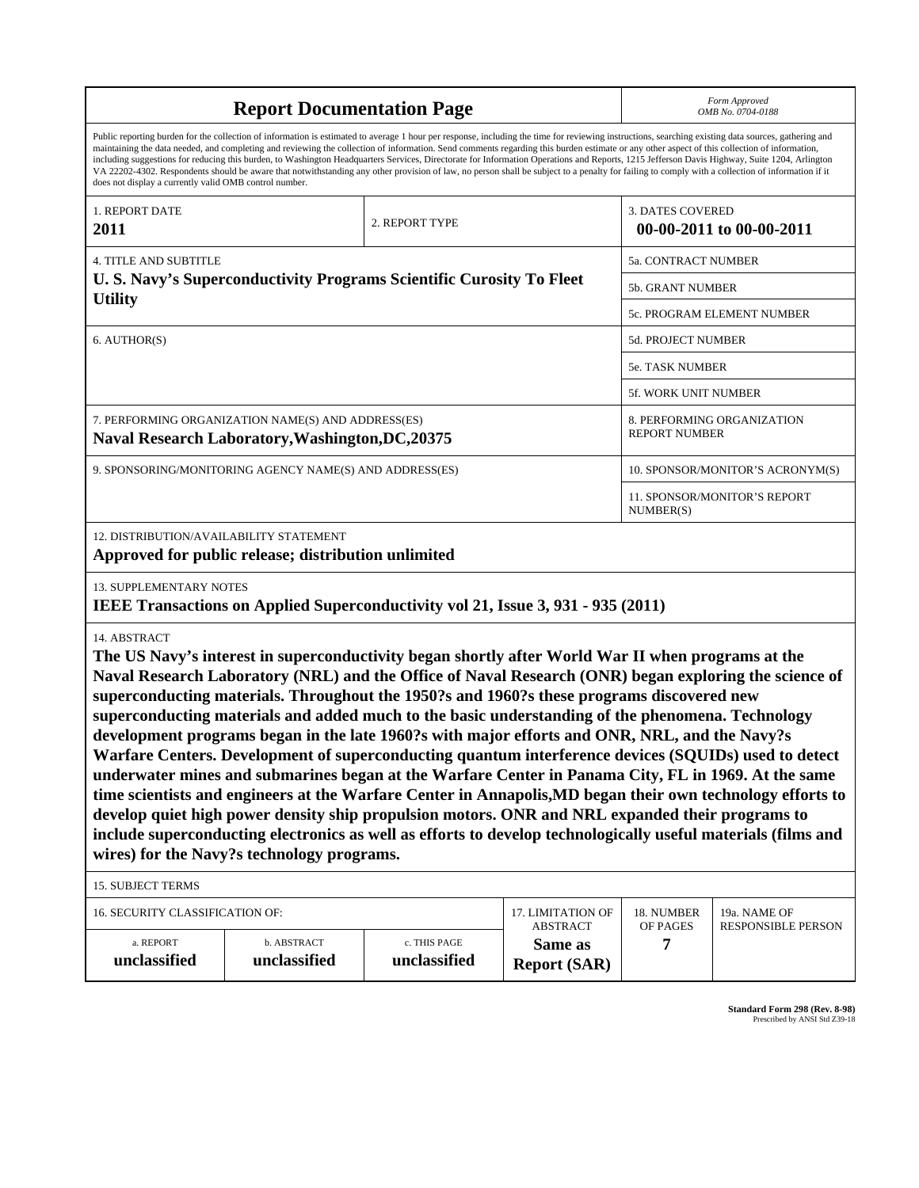# Report Documentation Page

*Form Approved*
*OMB No. 0704-0188*

Public reporting burden for the collection of information is estimated to average 1 hour per response, including the time for reviewing instructions, searching existing data sources, gathering and maintaining the data needed, and completing and reviewing the collection of information. Send comments regarding this burden estimate or any other aspect of this collection of information, including suggestions for reducing this burden, to Washington Headquarters Services, Directorate for Information Operations and Reports, 1215 Jefferson Davis Highway, Suite 1204, Arlington VA 22202-4302. Respondents should be aware that notwithstanding any other provision of law, no person shall be subject to a penalty for failing to comply with a collection of information if it does not display a currently valid OMB control number.

| 1. REPORT DATE | 2. REPORT TYPE | 3. DATES COVERED |
|---|---|---|
| **2011** | | **00-00-2011 to 00-00-2011** |

| 4. TITLE AND SUBTITLE | |
|---|---|
| **U. S. Navy's Superconductivity Programs Scientific Curosity To Fleet Utility** | 5a. CONTRACT NUMBER |
| | 5b. GRANT NUMBER |
| | 5c. PROGRAM ELEMENT NUMBER |
| 6. AUTHOR(S) | 5d. PROJECT NUMBER |
| | 5e. TASK NUMBER |
| | 5f. WORK UNIT NUMBER |
| 7. PERFORMING ORGANIZATION NAME(S) AND ADDRESS(ES) **Naval Research Laboratory,Washington,DC,20375** | 8. PERFORMING ORGANIZATION REPORT NUMBER |
| 9. SPONSORING/MONITORING AGENCY NAME(S) AND ADDRESS(ES) | 10. SPONSOR/MONITOR'S ACRONYM(S) |
| | 11. SPONSOR/MONITOR'S REPORT NUMBER(S) |

12. DISTRIBUTION/AVAILABILITY STATEMENT

**Approved for public release; distribution unlimited**

13. SUPPLEMENTARY NOTES

**IEEE Transactions on Applied Superconductivity vol 21, Issue 3, 931 - 935 (2011)**

14. ABSTRACT

**The US Navy's interest in superconductivity began shortly after World War II when programs at the Naval Research Laboratory (NRL) and the Office of Naval Research (ONR) began exploring the science of superconducting materials. Throughout the 1950?s and 1960?s these programs discovered new superconducting materials and added much to the basic understanding of the phenomena. Technology development programs began in the late 1960?s with major efforts and ONR, NRL, and the Navy?s Warfare Centers. Development of superconducting quantum interference devices (SQUIDs) used to detect underwater mines and submarines began at the Warfare Center in Panama City, FL in 1969. At the same time scientists and engineers at the Warfare Center in Annapolis,MD began their own technology efforts to develop quiet high power density ship propulsion motors. ONR and NRL expanded their programs to include superconducting electronics as well as efforts to develop technologically useful materials (films and wires) for the Navy?s technology programs.**

15. SUBJECT TERMS

| 16. SECURITY CLASSIFICATION OF: | | | 17. LIMITATION OF ABSTRACT | 18. NUMBER OF PAGES | 19a. NAME OF RESPONSIBLE PERSON |
|---|---|---|---|---|---|
| a. REPORT | b. ABSTRACT | c. THIS PAGE | | | |
| **unclassified** | **unclassified** | **unclassified** | **Same as Report (SAR)** | **7** | |

**Standard Form 298 (Rev. 8-98)**
Prescribed by ANSI Std Z39-18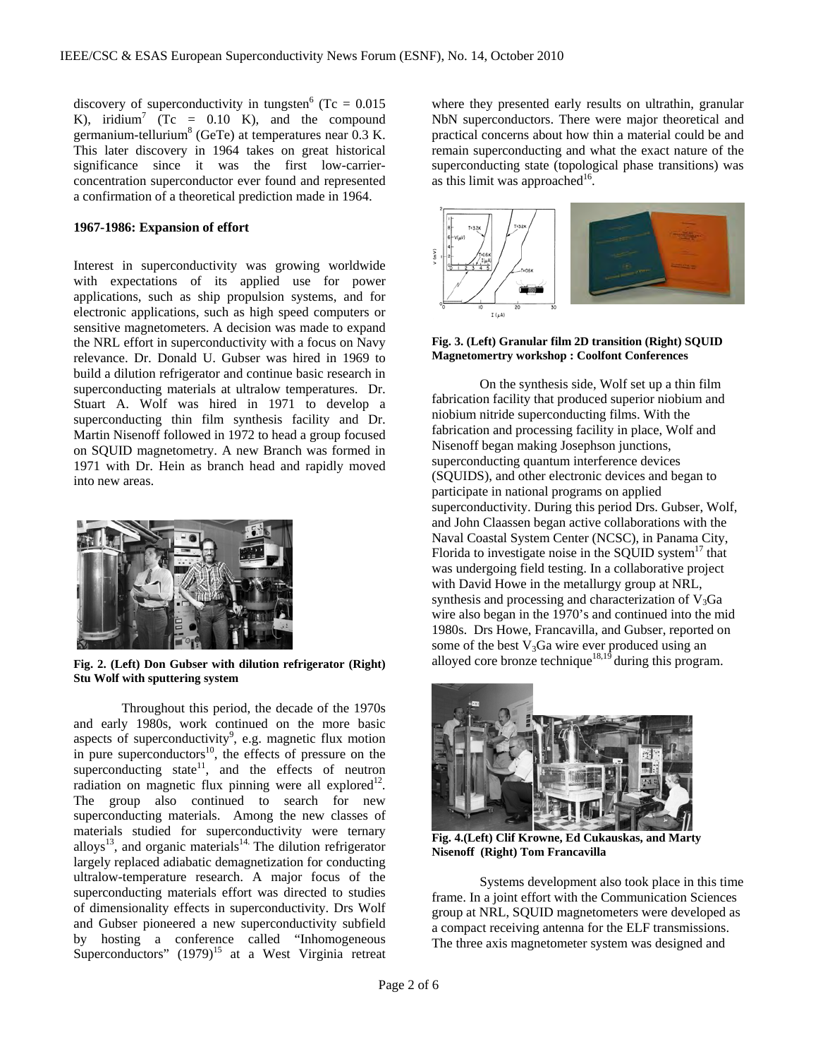discovery of superconductivity in tungsten[6] (Tc = 0.015 K), iridium[7] (Tc = 0.10 K), and the compound germanium-tellurium[8] (GeTe) at temperatures near 0.3 K. This later discovery in 1964 takes on great historical significance since it was the first low-carrier-concentration superconductor ever found and represented a confirmation of a theoretical prediction made in 1964.

**1967-1986: Expansion of effort**

Interest in superconductivity was growing worldwide with expectations of its applied use for power applications, such as ship propulsion systems, and for electronic applications, such as high speed computers or sensitive magnetometers. A decision was made to expand the NRL effort in superconductivity with a focus on Navy relevance. Dr. Donald U. Gubser was hired in 1969 to build a dilution refrigerator and continue basic research in superconducting materials at ultralow temperatures. Dr. Stuart A. Wolf was hired in 1971 to develop a superconducting thin film synthesis facility and Dr. Martin Nisenoff followed in 1972 to head a group focused on SQUID magnetometry. A new Branch was formed in 1971 with Dr. Hein as branch head and rapidly moved into new areas.

**Fig. 2. (Left) Don Gubser with dilution refrigerator (Right) Stu Wolf with sputtering system**

Throughout this period, the decade of the 1970s and early 1980s, work continued on the more basic aspects of superconductivity[9], e.g. magnetic flux motion in pure superconductors[10], the effects of pressure on the superconducting state[11], and the effects of neutron radiation on magnetic flux pinning were all explored[12]. The group also continued to search for new superconducting materials. Among the new classes of materials studied for superconductivity were ternary alloys[13], and organic materials[14]. The dilution refrigerator largely replaced adiabatic demagnetization for conducting ultralow-temperature research. A major focus of the superconducting materials effort was directed to studies of dimensionality effects in superconductivity. Drs Wolf and Gubser pioneered a new superconductivity subfield by hosting a conference called "Inhomogeneous Superconductors" (1979)[15] at a West Virginia retreat where they presented early results on ultrathin, granular NbN superconductors. There were major theoretical and practical concerns about how thin a material could be and remain superconducting and what the exact nature of the superconducting state (topological phase transitions) was as this limit was approached[16].

**Fig. 3. (Left) Granular film 2D transition (Right) SQUID Magnetomertry workshop : Coolfont Conferences**

On the synthesis side, Wolf set up a thin film fabrication facility that produced superior niobium and niobium nitride superconducting films. With the fabrication and processing facility in place, Wolf and Nisenoff began making Josephson junctions, superconducting quantum interference devices (SQUIDS), and other electronic devices and began to participate in national programs on applied superconductivity. During this period Drs. Gubser, Wolf, and John Claassen began active collaborations with the Naval Coastal System Center (NCSC), in Panama City, Florida to investigate noise in the SQUID system[17] that was undergoing field testing. In a collaborative project with David Howe in the metallurgy group at NRL, synthesis and processing and characterization of $V_3Ga$ wire also began in the 1970's and continued into the mid 1980s. Drs Howe, Francavilla, and Gubser, reported on some of the best $V_3Ga$ wire ever produced using an alloyed core bronze technique[18,19] during this program.

**Fig. 4.(Left) Clif Krowne, Ed Cukauskas, and Marty Nisenoff (Right) Tom Francavilla**

Systems development also took place in this time frame. In a joint effort with the Communication Sciences group at NRL, SQUID magnetometers were developed as a compact receiving antenna for the ELF transmissions. The three axis magnetometer system was designed and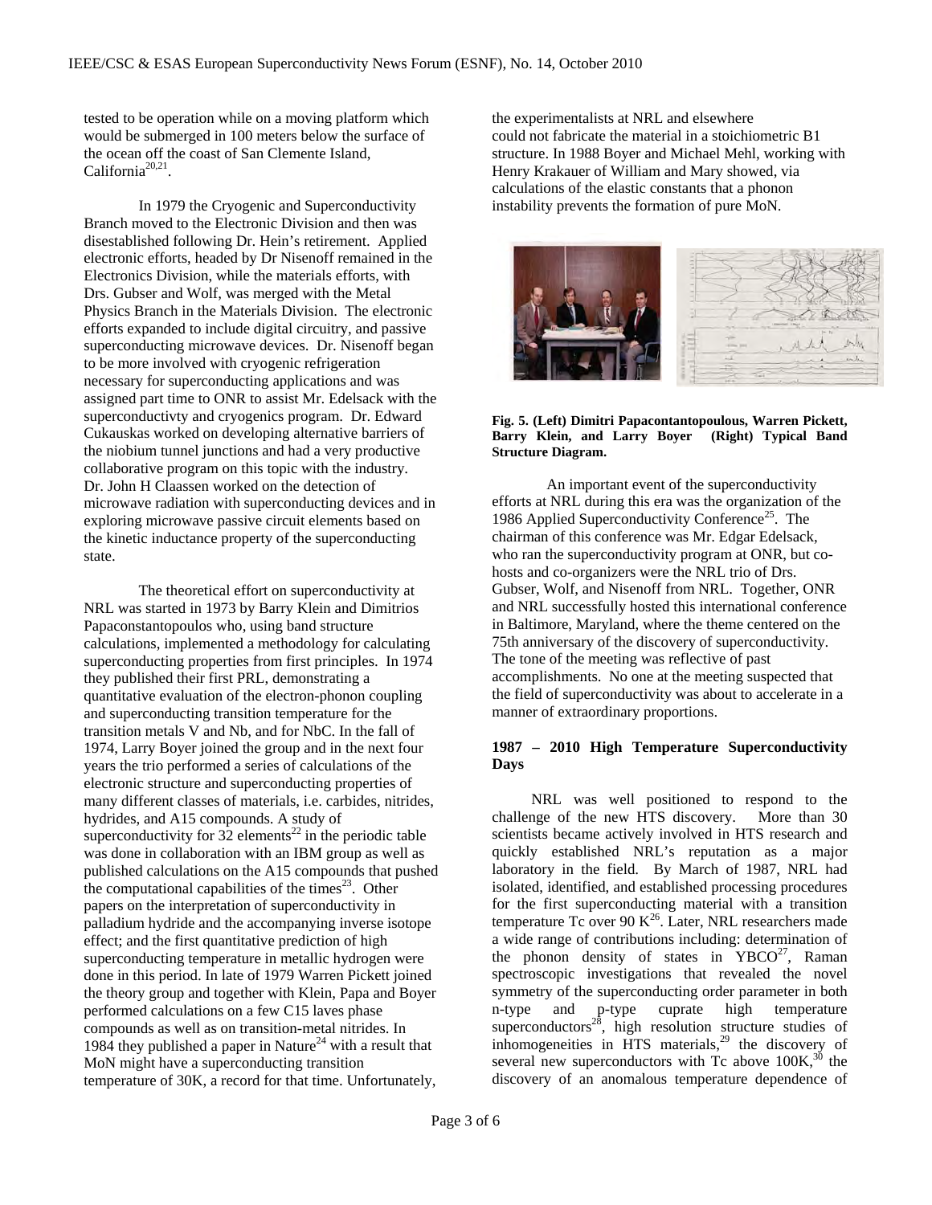tested to be operation while on a moving platform which would be submerged in 100 meters below the surface of the ocean off the coast of San Clemente Island, California[20,21].

In 1979 the Cryogenic and Superconductivity Branch moved to the Electronic Division and then was disestablished following Dr. Hein's retirement. Applied electronic efforts, headed by Dr Nisenoff remained in the Electronics Division, while the materials efforts, with Drs. Gubser and Wolf, was merged with the Metal Physics Branch in the Materials Division. The electronic efforts expanded to include digital circuitry, and passive superconducting microwave devices. Dr. Nisenoff began to be more involved with cryogenic refrigeration necessary for superconducting applications and was assigned part time to ONR to assist Mr. Edelsack with the superconductivty and cryogenics program. Dr. Edward Cukauskas worked on developing alternative barriers of the niobium tunnel junctions and had a very productive collaborative program on this topic with the industry. Dr. John H Claassen worked on the detection of microwave radiation with superconducting devices and in exploring microwave passive circuit elements based on the kinetic inductance property of the superconducting state.

The theoretical effort on superconductivity at NRL was started in 1973 by Barry Klein and Dimitrios Papaconstantopoulos who, using band structure calculations, implemented a methodology for calculating superconducting properties from first principles. In 1974 they published their first PRL, demonstrating a quantitative evaluation of the electron-phonon coupling and superconducting transition temperature for the transition metals V and Nb, and for NbC. In the fall of 1974, Larry Boyer joined the group and in the next four years the trio performed a series of calculations of the electronic structure and superconducting properties of many different classes of materials, i.e. carbides, nitrides, hydrides, and A15 compounds. A study of superconductivity for 32 elements[22] in the periodic table was done in collaboration with an IBM group as well as published calculations on the A15 compounds that pushed the computational capabilities of the times[23]. Other papers on the interpretation of superconductivity in palladium hydride and the accompanying inverse isotope effect; and the first quantitative prediction of high superconducting temperature in metallic hydrogen were done in this period. In late of 1979 Warren Pickett joined the theory group and together with Klein, Papa and Boyer performed calculations on a few C15 laves phase compounds as well as on transition-metal nitrides. In 1984 they published a paper in Nature[24] with a result that MoN might have a superconducting transition temperature of 30K, a record for that time. Unfortunately, the experimentalists at NRL and elsewhere could not fabricate the material in a stoichiometric B1 structure. In 1988 Boyer and Michael Mehl, working with Henry Krakauer of William and Mary showed, via calculations of the elastic constants that a phonon instability prevents the formation of pure MoN.

**Fig. 5. (Left) Dimitri Papacontantopoulous, Warren Pickett, Barry Klein, and Larry Boyer (Right) Typical Band Structure Diagram.**

An important event of the superconductivity efforts at NRL during this era was the organization of the 1986 Applied Superconductivity Conference[25]. The chairman of this conference was Mr. Edgar Edelsack, who ran the superconductivity program at ONR, but co-hosts and co-organizers were the NRL trio of Drs. Gubser, Wolf, and Nisenoff from NRL. Together, ONR and NRL successfully hosted this international conference in Baltimore, Maryland, where the theme centered on the 75th anniversary of the discovery of superconductivity. The tone of the meeting was reflective of past accomplishments. No one at the meeting suspected that the field of superconductivity was about to accelerate in a manner of extraordinary proportions.

### 1987 – 2010 High Temperature Superconductivity Days

NRL was well positioned to respond to the challenge of the new HTS discovery. More than 30 scientists became actively involved in HTS research and quickly established NRL's reputation as a major laboratory in the field. By March of 1987, NRL had isolated, identified, and established processing procedures for the first superconducting material with a transition temperature Tc over 90 K[26]. Later, NRL researchers made a wide range of contributions including: determination of the phonon density of states in YBCO[27], Raman spectroscopic investigations that revealed the novel symmetry of the superconducting order parameter in both n-type and p-type cuprate high temperature superconductors[28], high resolution structure studies of inhomogeneities in HTS materials,[29] the discovery of several new superconductors with Tc above 100K,[30] the discovery of an anomalous temperature dependence of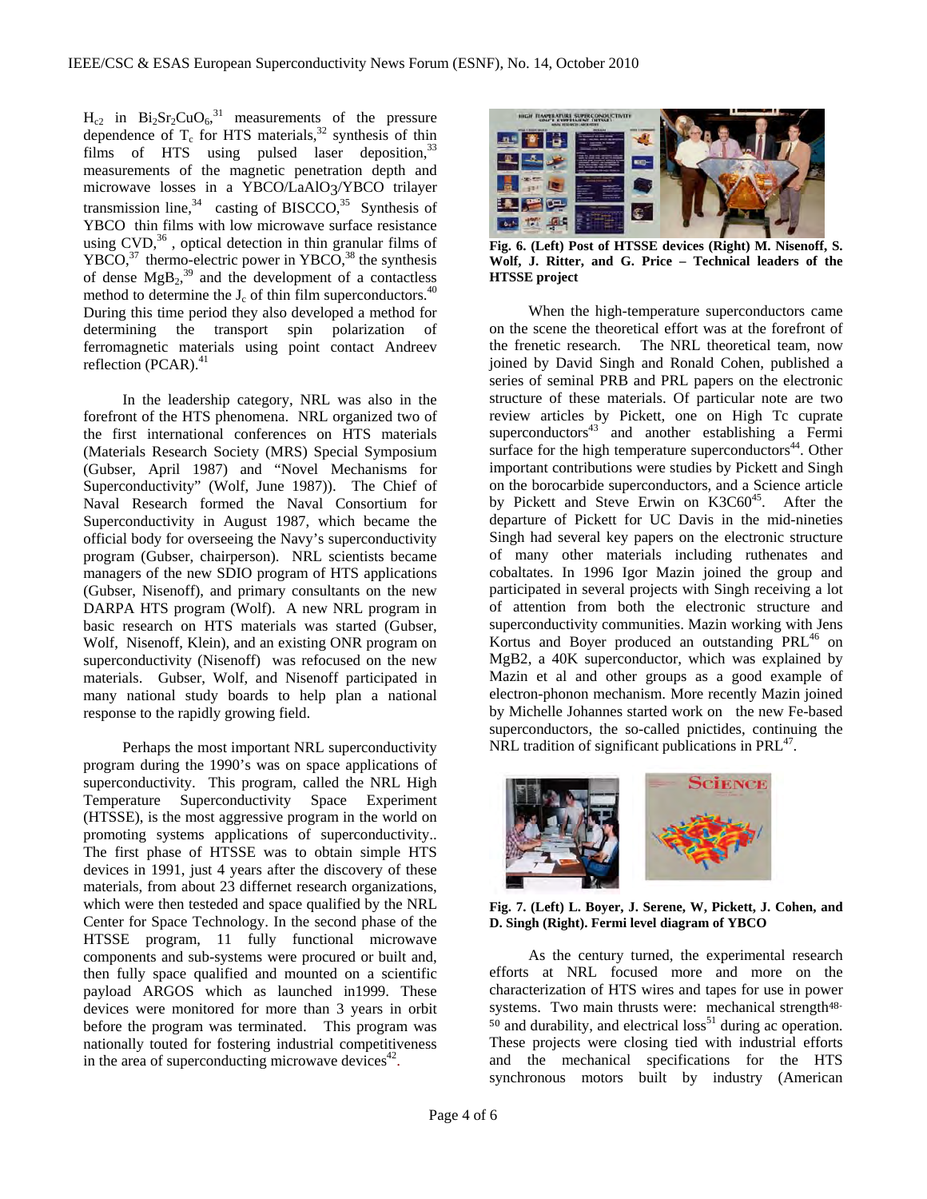$H_{c2}$ in $Bi_2Sr_2CuO_6$,[31] measurements of the pressure dependence of $T_c$ for HTS materials,[32] synthesis of thin films of HTS using pulsed laser deposition,[33] measurements of the magnetic penetration depth and microwave losses in a YBCO/$LaAlO_3$/YBCO trilayer transmission line,[34] casting of BISCCO,[35] Synthesis of YBCO thin films with low microwave surface resistance using CVD,[36] , optical detection in thin granular films of YBCO,[37] thermo-electric power in YBCO,[38] the synthesis of dense $MgB_2$,[39] and the development of a contactless method to determine the $J_c$ of thin film superconductors.[40] During this time period they also developed a method for determining the transport spin polarization of ferromagnetic materials using point contact Andreev reflection (PCAR).[41]

In the leadership category, NRL was also in the forefront of the HTS phenomena. NRL organized two of the first international conferences on HTS materials (Materials Research Society (MRS) Special Symposium (Gubser, April 1987) and "Novel Mechanisms for Superconductivity" (Wolf, June 1987)). The Chief of Naval Research formed the Naval Consortium for Superconductivity in August 1987, which became the official body for overseeing the Navy's superconductivity program (Gubser, chairperson). NRL scientists became managers of the new SDIO program of HTS applications (Gubser, Nisenoff), and primary consultants on the new DARPA HTS program (Wolf). A new NRL program in basic research on HTS materials was started (Gubser, Wolf, Nisenoff, Klein), and an existing ONR program on superconductivity (Nisenoff) was refocused on the new materials. Gubser, Wolf, and Nisenoff participated in many national study boards to help plan a national response to the rapidly growing field.

Perhaps the most important NRL superconductivity program during the 1990's was on space applications of superconductivity. This program, called the NRL High Temperature Superconductivity Space Experiment (HTSSE), is the most aggressive program in the world on promoting systems applications of superconductivity.. The first phase of HTSSE was to obtain simple HTS devices in 1991, just 4 years after the discovery of these materials, from about 23 differnet research organizations, which were then testeded and space qualified by the NRL Center for Space Technology. In the second phase of the HTSSE program, 11 fully functional microwave components and sub-systems were procured or built and, then fully space qualified and mounted on a scientific payload ARGOS which as launched in1999. These devices were monitored for more than 3 years in orbit before the program was terminated. This program was nationally touted for fostering industrial competitiveness in the area of superconducting microwave devices[42].

**Fig. 6. (Left) Post of HTSSE devices (Right) M. Nisenoff, S. Wolf, J. Ritter, and G. Price – Technical leaders of the HTSSE project**

When the high-temperature superconductors came on the scene the theoretical effort was at the forefront of the frenetic research. The NRL theoretical team, now joined by David Singh and Ronald Cohen, published a series of seminal PRB and PRL papers on the electronic structure of these materials. Of particular note are two review articles by Pickett, one on High Tc cuprate superconductors[43] and another establishing a Fermi surface for the high temperature superconductors[44]. Other important contributions were studies by Pickett and Singh on the borocarbide superconductors, and a Science article by Pickett and Steve Erwin on K3C60[45]. After the departure of Pickett for UC Davis in the mid-nineties Singh had several key papers on the electronic structure of many other materials including ruthenates and cobaltates. In 1996 Igor Mazin joined the group and participated in several projects with Singh receiving a lot of attention from both the electronic structure and superconductivity communities. Mazin working with Jens Kortus and Boyer produced an outstanding PRL[46] on MgB2, a 40K superconductor, which was explained by Mazin et al and other groups as a good example of electron-phonon mechanism. More recently Mazin joined by Michelle Johannes started work on the new Fe-based superconductors, the so-called pnictides, continuing the NRL tradition of significant publications in PRL[47].

**Fig. 7. (Left) L. Boyer, J. Serene, W, Pickett, J. Cohen, and D. Singh (Right). Fermi level diagram of YBCO**

As the century turned, the experimental research efforts at NRL focused more and more on the characterization of HTS wires and tapes for use in power systems. Two main thrusts were: mechanical strength[48-50] and durability, and electrical loss[51] during ac operation. These projects were closing tied with industrial efforts and the mechanical specifications for the HTS synchronous motors built by industry (American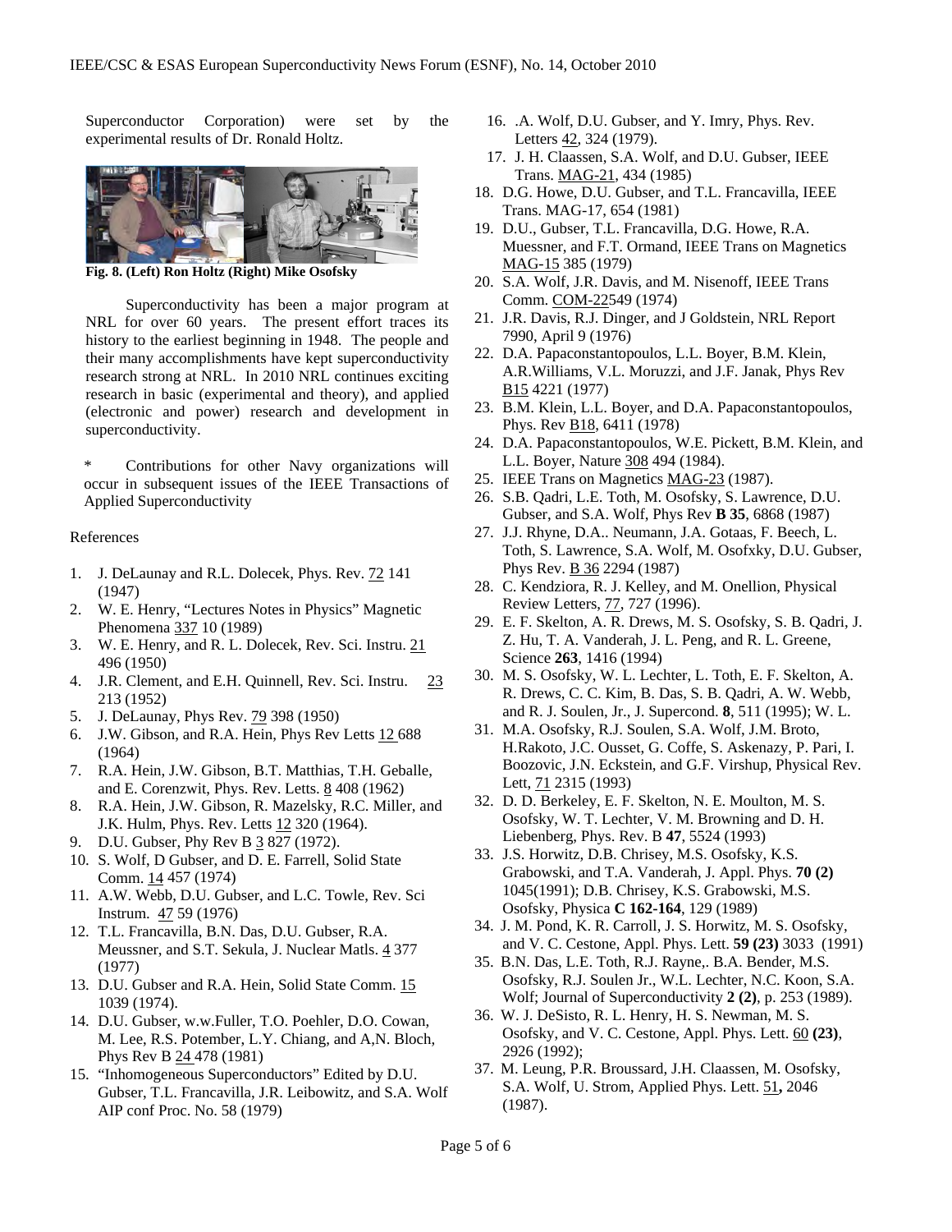Superconductor Corporation) were set by the experimental results of Dr. Ronald Holtz.

**Fig. 8. (Left) Ron Holtz (Right) Mike Osofsky**

Superconductivity has been a major program at NRL for over 60 years. The present effort traces its history to the earliest beginning in 1948. The people and their many accomplishments have kept superconductivity research strong at NRL. In 2010 NRL continues exciting research in basic (experimental and theory), and applied (electronic and power) research and development in superconductivity.

\* Contributions for other Navy organizations will occur in subsequent issues of the IEEE Transactions of Applied Superconductivity

References

1. J. DeLaunay and R.L. Dolecek, Phys. Rev. 72 141 (1947)
2. W. E. Henry, "Lectures Notes in Physics" Magnetic Phenomena 337 10 (1989)
3. W. E. Henry, and R. L. Dolecek, Rev. Sci. Instru. 21 496 (1950)
4. J.R. Clement, and E.H. Quinnell, Rev. Sci. Instru. 23 213 (1952)
5. J. DeLaunay, Phys Rev. 79 398 (1950)
6. J.W. Gibson, and R.A. Hein, Phys Rev Letts 12 688 (1964)
7. R.A. Hein, J.W. Gibson, B.T. Matthias, T.H. Geballe, and E. Corenzwit, Phys. Rev. Letts. 8 408 (1962)
8. R.A. Hein, J.W. Gibson, R. Mazelsky, R.C. Miller, and J.K. Hulm, Phys. Rev. Letts 12 320 (1964).
9. D.U. Gubser, Phy Rev B 3 827 (1972).
10. S. Wolf, D Gubser, and D. E. Farrell, Solid State Comm. 14 457 (1974)
11. A.W. Webb, D.U. Gubser, and L.C. Towle, Rev. Sci Instrum. 47 59 (1976)
12. T.L. Francavilla, B.N. Das, D.U. Gubser, R.A. Meussner, and S.T. Sekula, J. Nuclear Matls. 4 377 (1977)
13. D.U. Gubser and R.A. Hein, Solid State Comm. 15 1039 (1974).
14. D.U. Gubser, w.w.Fuller, T.O. Poehler, D.O. Cowan, M. Lee, R.S. Potember, L.Y. Chiang, and A,N. Bloch, Phys Rev B 24 478 (1981)
15. "Inhomogeneous Superconductors" Edited by D.U. Gubser, T.L. Francavilla, J.R. Leibowitz, and S.A. Wolf AIP conf Proc. No. 58 (1979)
16. .A. Wolf, D.U. Gubser, and Y. Imry, Phys. Rev. Letters 42, 324 (1979).
17. J. H. Claassen, S.A. Wolf, and D.U. Gubser, IEEE Trans. MAG-21, 434 (1985)
18. D.G. Howe, D.U. Gubser, and T.L. Francavilla, IEEE Trans. MAG-17, 654 (1981)
19. D.U., Gubser, T.L. Francavilla, D.G. Howe, R.A. Muessner, and F.T. Ormand, IEEE Trans on Magnetics MAG-15 385 (1979)
20. S.A. Wolf, J.R. Davis, and M. Nisenoff, IEEE Trans Comm. COM-22549 (1974)
21. J.R. Davis, R.J. Dinger, and J Goldstein, NRL Report 7990, April 9 (1976)
22. D.A. Papaconstantopoulos, L.L. Boyer, B.M. Klein, A.R.Williams, V.L. Moruzzi, and J.F. Janak, Phys Rev B15 4221 (1977)
23. B.M. Klein, L.L. Boyer, and D.A. Papaconstantopoulos, Phys. Rev B18, 6411 (1978)
24. D.A. Papaconstantopoulos, W.E. Pickett, B.M. Klein, and L.L. Boyer, Nature 308 494 (1984).
25. IEEE Trans on Magnetics MAG-23 (1987).
26. S.B. Qadri, L.E. Toth, M. Osofsky, S. Lawrence, D.U. Gubser, and S.A. Wolf, Phys Rev **B 35**, 6868 (1987)
27. J.J. Rhyne, D.A.. Neumann, J.A. Gotaas, F. Beech, L. Toth, S. Lawrence, S.A. Wolf, M. Osofxky, D.U. Gubser, Phys Rev. B 36 2294 (1987)
28. C. Kendziora, R. J. Kelley, and M. Onellion, Physical Review Letters, 77, 727 (1996).
29. E. F. Skelton, A. R. Drews, M. S. Osofsky, S. B. Qadri, J. Z. Hu, T. A. Vanderah, J. L. Peng, and R. L. Greene, Science **263**, 1416 (1994)
30. M. S. Osofsky, W. L. Lechter, L. Toth, E. F. Skelton, A. R. Drews, C. C. Kim, B. Das, S. B. Qadri, A. W. Webb, and R. J. Soulen, Jr., J. Supercond. **8**, 511 (1995); W. L.
31. M.A. Osofsky, R.J. Soulen, S.A. Wolf, J.M. Broto, H.Rakoto, J.C. Ousset, G. Coffe, S. Askenazy, P. Pari, I. Boozovic, J.N. Eckstein, and G.F. Virshup, Physical Rev. Lett, 71 2315 (1993)
32. D. D. Berkeley, E. F. Skelton, N. E. Moulton, M. S. Osofsky, W. T. Lechter, V. M. Browning and D. H. Liebenberg, Phys. Rev. B **47**, 5524 (1993)
33. J.S. Horwitz, D.B. Chrisey, M.S. Osofsky, K.S. Grabowski, and T.A. Vanderah, J. Appl. Phys. **70 (2)** 1045(1991); D.B. Chrisey, K.S. Grabowski, M.S. Osofsky, Physica **C 162-164**, 129 (1989)
34. J. M. Pond, K. R. Carroll, J. S. Horwitz, M. S. Osofsky, and V. C. Cestone, Appl. Phys. Lett. **59 (23)** 3033 (1991)
35. B.N. Das, L.E. Toth, R.J. Rayne,. B.A. Bender, M.S. Osofsky, R.J. Soulen Jr., W.L. Lechter, N.C. Koon, S.A. Wolf; Journal of Superconductivity **2 (2)**, p. 253 (1989).
36. W. J. DeSisto, R. L. Henry, H. S. Newman, M. S. Osofsky, and V. C. Cestone, Appl. Phys. Lett. 60 **(23)**, 2926 (1992);
37. M. Leung, P.R. Broussard, J.H. Claassen, M. Osofsky, S.A. Wolf, U. Strom, Applied Phys. Lett. 51**,** 2046 (1987).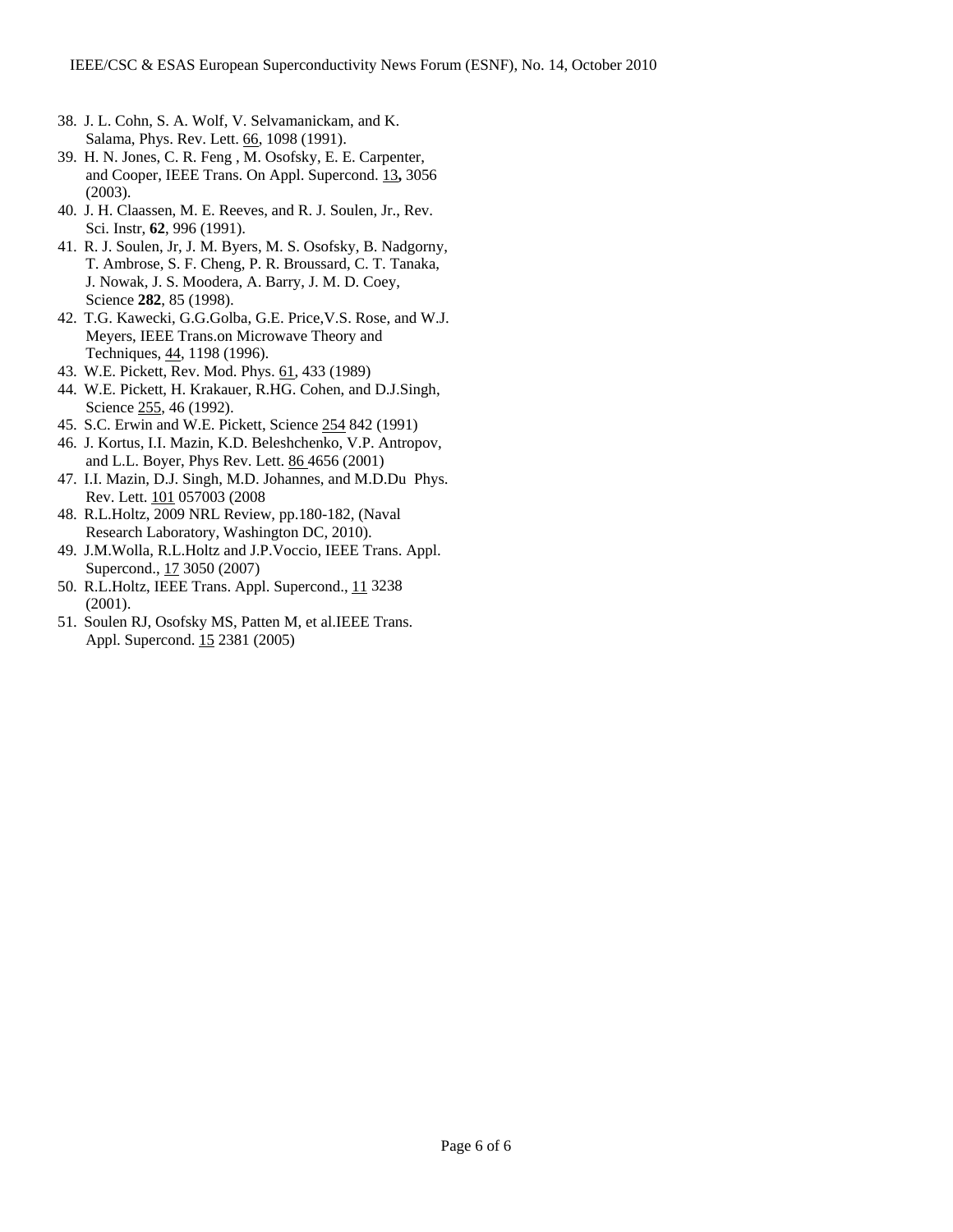38. J. L. Cohn, S. A. Wolf, V. Selvamanickam, and K. Salama, Phys. Rev. Lett. 66, 1098 (1991).
39. H. N. Jones, C. R. Feng , M. Osofsky, E. E. Carpenter, and Cooper, IEEE Trans. On Appl. Supercond. 13**,** 3056 (2003).
40. J. H. Claassen, M. E. Reeves, and R. J. Soulen, Jr., Rev. Sci. Instr, **62**, 996 (1991).
41. R. J. Soulen, Jr, J. M. Byers, M. S. Osofsky, B. Nadgorny, T. Ambrose, S. F. Cheng, P. R. Broussard, C. T. Tanaka, J. Nowak, J. S. Moodera, A. Barry, J. M. D. Coey, Science **282**, 85 (1998).
42. T.G. Kawecki, G.G.Golba, G.E. Price,V.S. Rose, and W.J. Meyers, IEEE Trans.on Microwave Theory and Techniques, 44, 1198 (1996).
43. W.E. Pickett, Rev. Mod. Phys. 61, 433 (1989)
44. W.E. Pickett, H. Krakauer, R.HG. Cohen, and D.J.Singh, Science 255, 46 (1992).
45. S.C. Erwin and W.E. Pickett, Science 254 842 (1991)
46. J. Kortus, I.I. Mazin, K.D. Beleshchenko, V.P. Antropov, and L.L. Boyer, Phys Rev. Lett. 86 4656 (2001)
47. I.I. Mazin, D.J. Singh, M.D. Johannes, and M.D.Du Phys. Rev. Lett. 101 057003 (2008
48. R.L.Holtz, 2009 NRL Review, pp.180-182, (Naval Research Laboratory, Washington DC, 2010).
49. J.M.Wolla, R.L.Holtz and J.P.Voccio, IEEE Trans. Appl. Supercond., 17 3050 (2007)
50. R.L.Holtz, IEEE Trans. Appl. Supercond., 11 3238 (2001).
51. Soulen RJ, Osofsky MS, Patten M, et al.IEEE Trans. Appl. Supercond. 15 2381 (2005)